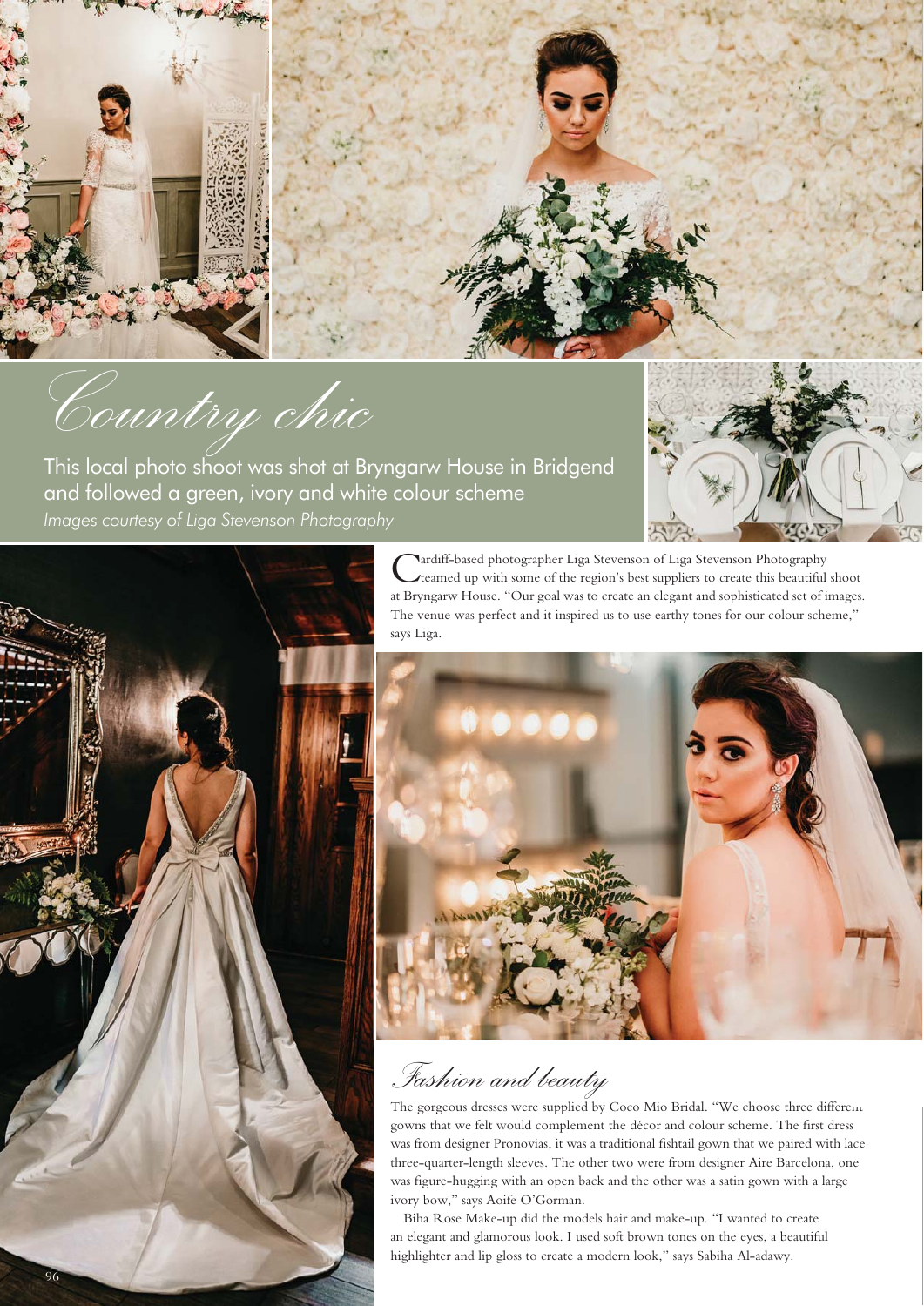# Country chic

This local photo shoot was shot at Bryngarw House in Bridgend and followed a green, ivory and white colour scheme

*Images courtesy of Liga Stevenson Photography*

Cardiff-based photographer Liga Stevenson of Liga Stevenson Photography teamed up with some of the region's best suppliers to create this beautiful shoot at Bryngarw House. "Our goal was to create an elegant and sophisticated set of images. The venue was perfect and it inspired us to use earthy tones for our colour scheme," says Liga.

## Fashion and beauty

The gorgeous dresses were supplied by Coco Mio Bridal. "We choose three different gowns that we felt would complement the décor and colour scheme. The first dress was from designer Pronovias, it was a traditional fishtail gown that we paired with lace three-quarter-length sleeves. The other two were from designer Aire Barcelona, one was figure-hugging with an open back and the other was a satin gown with a large ivory bow," says Aoife O'Gorman.

Biha Rose Make-up did the models hair and make-up. "I wanted to create an elegant and glamorous look. I used soft brown tones on the eyes, a beautiful highlighter and lip gloss to create a modern look," says Sabiha Al-adawy.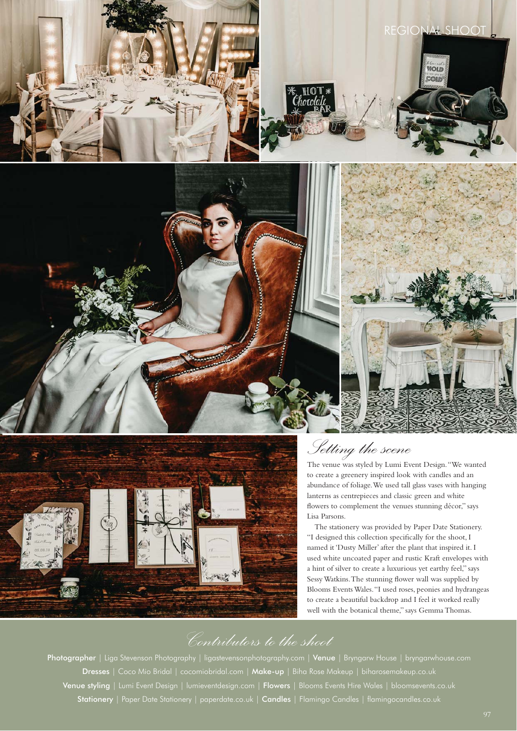## Setting the scene

The venue was styled by Lumi Event Design. "We wanted to create a greenery inspired look with candles and an abundance of foliage. We used tall glass vases with hanging lanterns as centrepieces and classic green and white flowers to complement the venues stunning décor," says Lisa Parsons.

The stationery was provided by Paper Date Stationery. "I designed this collection specifically for the shoot, I named it 'Dusty Miller' after the plant that inspired it. I used white uncoated paper and rustic Kraft envelopes with a hint of silver to create a luxurious yet earthy feel," says Sessy Watkins. The stunning flower wall was supplied by Blooms Events Wales. "I used roses, peonies and hydrangeas to create a beautiful backdrop and I feel it worked really well with the botanical theme," says Gemma Thomas.

## Contributors to the shoot

**Photographer** | Liga Stevenson Photography | ligastevensonphotography.com | **Venue** | Bryngarw House | bryngarwhouse.com
**Dresses** | Coco Mio Bridal | cocomiobridal.com | **Make-up** | Biha Rose Makeup | biharosemakeup.co.uk
**Venue styling** | Lumi Event Design | lumieventdesign.com | **Flowers** | Blooms Events Hire Wales | bloomsevents.co.uk
**Stationery** | Paper Date Stationery | paperdate.co.uk | **Candles** | Flamingo Candles | flamingocandles.co.uk